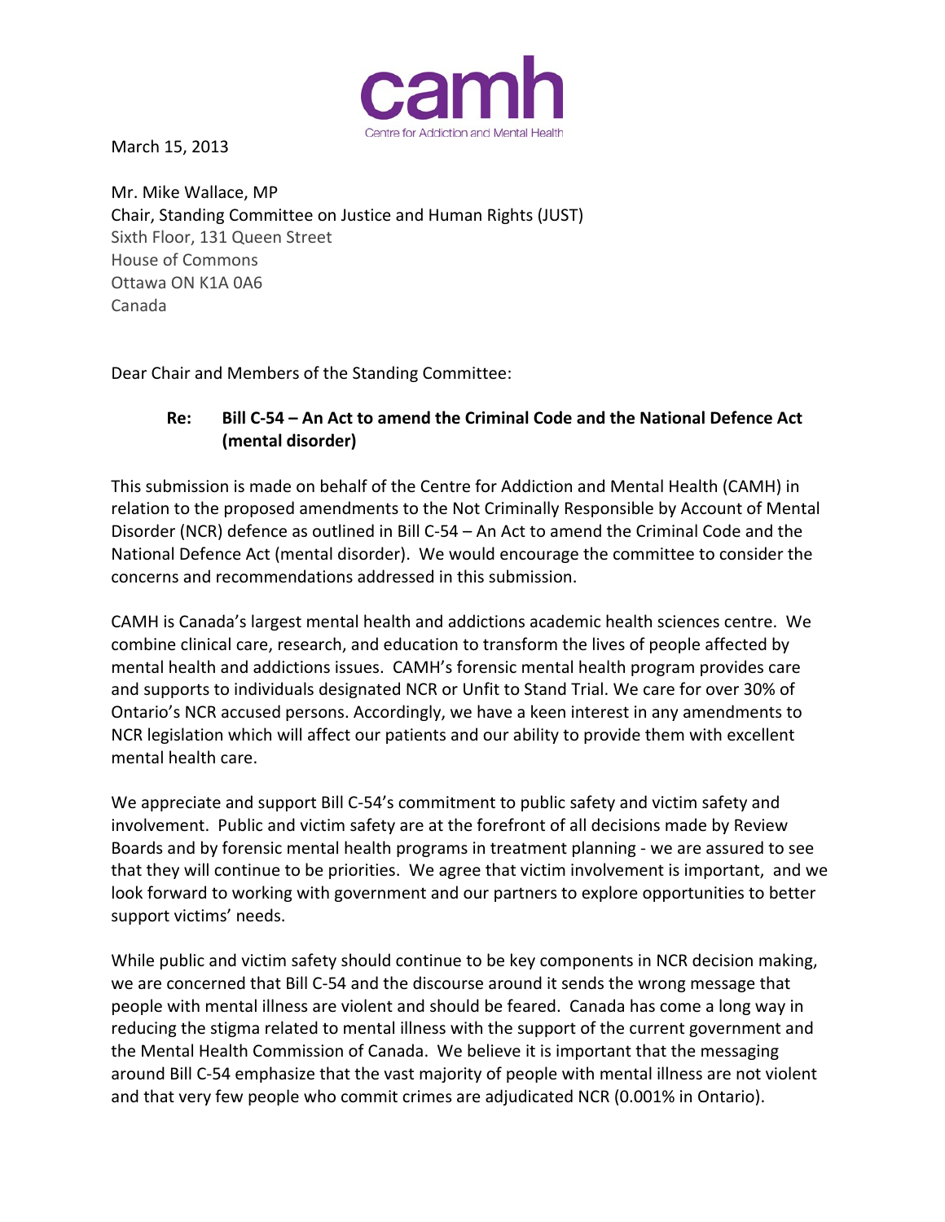camh
Centre for Addiction and Mental Health

March 15, 2013

Mr. Mike Wallace, MP
Chair, Standing Committee on Justice and Human Rights (JUST)
Sixth Floor, 131 Queen Street
House of Commons
Ottawa ON K1A 0A6
Canada

Dear Chair and Members of the Standing Committee:

**Re: Bill C-54 – An Act to amend the Criminal Code and the National Defence Act (mental disorder)**

This submission is made on behalf of the Centre for Addiction and Mental Health (CAMH) in relation to the proposed amendments to the Not Criminally Responsible by Account of Mental Disorder (NCR) defence as outlined in Bill C-54 – An Act to amend the Criminal Code and the National Defence Act (mental disorder). We would encourage the committee to consider the concerns and recommendations addressed in this submission.

CAMH is Canada's largest mental health and addictions academic health sciences centre. We combine clinical care, research, and education to transform the lives of people affected by mental health and addictions issues. CAMH's forensic mental health program provides care and supports to individuals designated NCR or Unfit to Stand Trial. We care for over 30% of Ontario's NCR accused persons. Accordingly, we have a keen interest in any amendments to NCR legislation which will affect our patients and our ability to provide them with excellent mental health care.

We appreciate and support Bill C-54's commitment to public safety and victim safety and involvement. Public and victim safety are at the forefront of all decisions made by Review Boards and by forensic mental health programs in treatment planning - we are assured to see that they will continue to be priorities. We agree that victim involvement is important, and we look forward to working with government and our partners to explore opportunities to better support victims' needs.

While public and victim safety should continue to be key components in NCR decision making, we are concerned that Bill C-54 and the discourse around it sends the wrong message that people with mental illness are violent and should be feared. Canada has come a long way in reducing the stigma related to mental illness with the support of the current government and the Mental Health Commission of Canada. We believe it is important that the messaging around Bill C-54 emphasize that the vast majority of people with mental illness are not violent and that very few people who commit crimes are adjudicated NCR (0.001% in Ontario).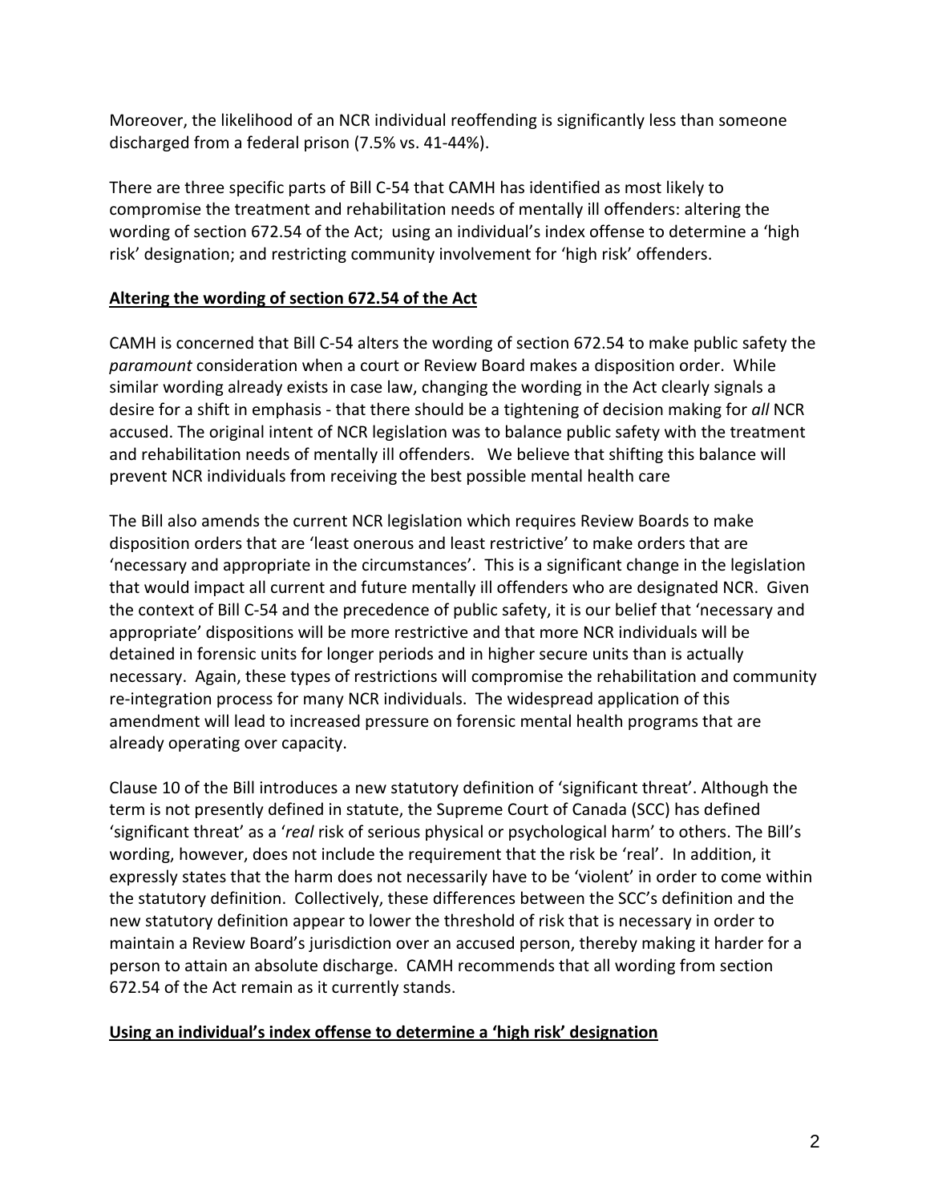Moreover, the likelihood of an NCR individual reoffending is significantly less than someone discharged from a federal prison (7.5% vs. 41-44%).

There are three specific parts of Bill C-54 that CAMH has identified as most likely to compromise the treatment and rehabilitation needs of mentally ill offenders: altering the wording of section 672.54 of the Act; using an individual's index offense to determine a 'high risk' designation; and restricting community involvement for 'high risk' offenders.

## Altering the wording of section 672.54 of the Act

CAMH is concerned that Bill C-54 alters the wording of section 672.54 to make public safety the *paramount* consideration when a court or Review Board makes a disposition order. While similar wording already exists in case law, changing the wording in the Act clearly signals a desire for a shift in emphasis - that there should be a tightening of decision making for *all* NCR accused. The original intent of NCR legislation was to balance public safety with the treatment and rehabilitation needs of mentally ill offenders. We believe that shifting this balance will prevent NCR individuals from receiving the best possible mental health care

The Bill also amends the current NCR legislation which requires Review Boards to make disposition orders that are 'least onerous and least restrictive' to make orders that are 'necessary and appropriate in the circumstances'. This is a significant change in the legislation that would impact all current and future mentally ill offenders who are designated NCR. Given the context of Bill C-54 and the precedence of public safety, it is our belief that 'necessary and appropriate' dispositions will be more restrictive and that more NCR individuals will be detained in forensic units for longer periods and in higher secure units than is actually necessary. Again, these types of restrictions will compromise the rehabilitation and community re-integration process for many NCR individuals. The widespread application of this amendment will lead to increased pressure on forensic mental health programs that are already operating over capacity.

Clause 10 of the Bill introduces a new statutory definition of 'significant threat'. Although the term is not presently defined in statute, the Supreme Court of Canada (SCC) has defined 'significant threat' as a '*real* risk of serious physical or psychological harm' to others. The Bill's wording, however, does not include the requirement that the risk be 'real'. In addition, it expressly states that the harm does not necessarily have to be 'violent' in order to come within the statutory definition. Collectively, these differences between the SCC's definition and the new statutory definition appear to lower the threshold of risk that is necessary in order to maintain a Review Board's jurisdiction over an accused person, thereby making it harder for a person to attain an absolute discharge. CAMH recommends that all wording from section 672.54 of the Act remain as it currently stands.

## Using an individual's index offense to determine a 'high risk' designation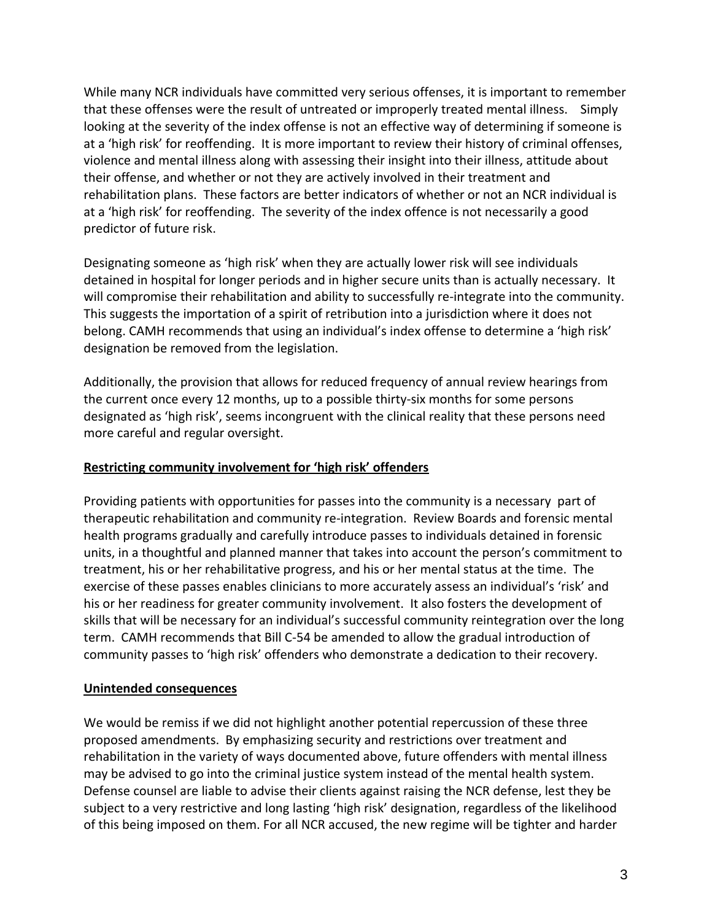While many NCR individuals have committed very serious offenses, it is important to remember that these offenses were the result of untreated or improperly treated mental illness. Simply looking at the severity of the index offense is not an effective way of determining if someone is at a 'high risk' for reoffending. It is more important to review their history of criminal offenses, violence and mental illness along with assessing their insight into their illness, attitude about their offense, and whether or not they are actively involved in their treatment and rehabilitation plans. These factors are better indicators of whether or not an NCR individual is at a 'high risk' for reoffending. The severity of the index offence is not necessarily a good predictor of future risk.

Designating someone as 'high risk' when they are actually lower risk will see individuals detained in hospital for longer periods and in higher secure units than is actually necessary. It will compromise their rehabilitation and ability to successfully re-integrate into the community. This suggests the importation of a spirit of retribution into a jurisdiction where it does not belong. CAMH recommends that using an individual's index offense to determine a 'high risk' designation be removed from the legislation.

Additionally, the provision that allows for reduced frequency of annual review hearings from the current once every 12 months, up to a possible thirty-six months for some persons designated as 'high risk', seems incongruent with the clinical reality that these persons need more careful and regular oversight.

**<u>Restricting community involvement for 'high risk' offenders</u>**

Providing patients with opportunities for passes into the community is a necessary part of therapeutic rehabilitation and community re-integration. Review Boards and forensic mental health programs gradually and carefully introduce passes to individuals detained in forensic units, in a thoughtful and planned manner that takes into account the person's commitment to treatment, his or her rehabilitative progress, and his or her mental status at the time. The exercise of these passes enables clinicians to more accurately assess an individual's 'risk' and his or her readiness for greater community involvement. It also fosters the development of skills that will be necessary for an individual's successful community reintegration over the long term. CAMH recommends that Bill C-54 be amended to allow the gradual introduction of community passes to 'high risk' offenders who demonstrate a dedication to their recovery.

**<u>Unintended consequences</u>**

We would be remiss if we did not highlight another potential repercussion of these three proposed amendments. By emphasizing security and restrictions over treatment and rehabilitation in the variety of ways documented above, future offenders with mental illness may be advised to go into the criminal justice system instead of the mental health system. Defense counsel are liable to advise their clients against raising the NCR defense, lest they be subject to a very restrictive and long lasting 'high risk' designation, regardless of the likelihood of this being imposed on them. For all NCR accused, the new regime will be tighter and harder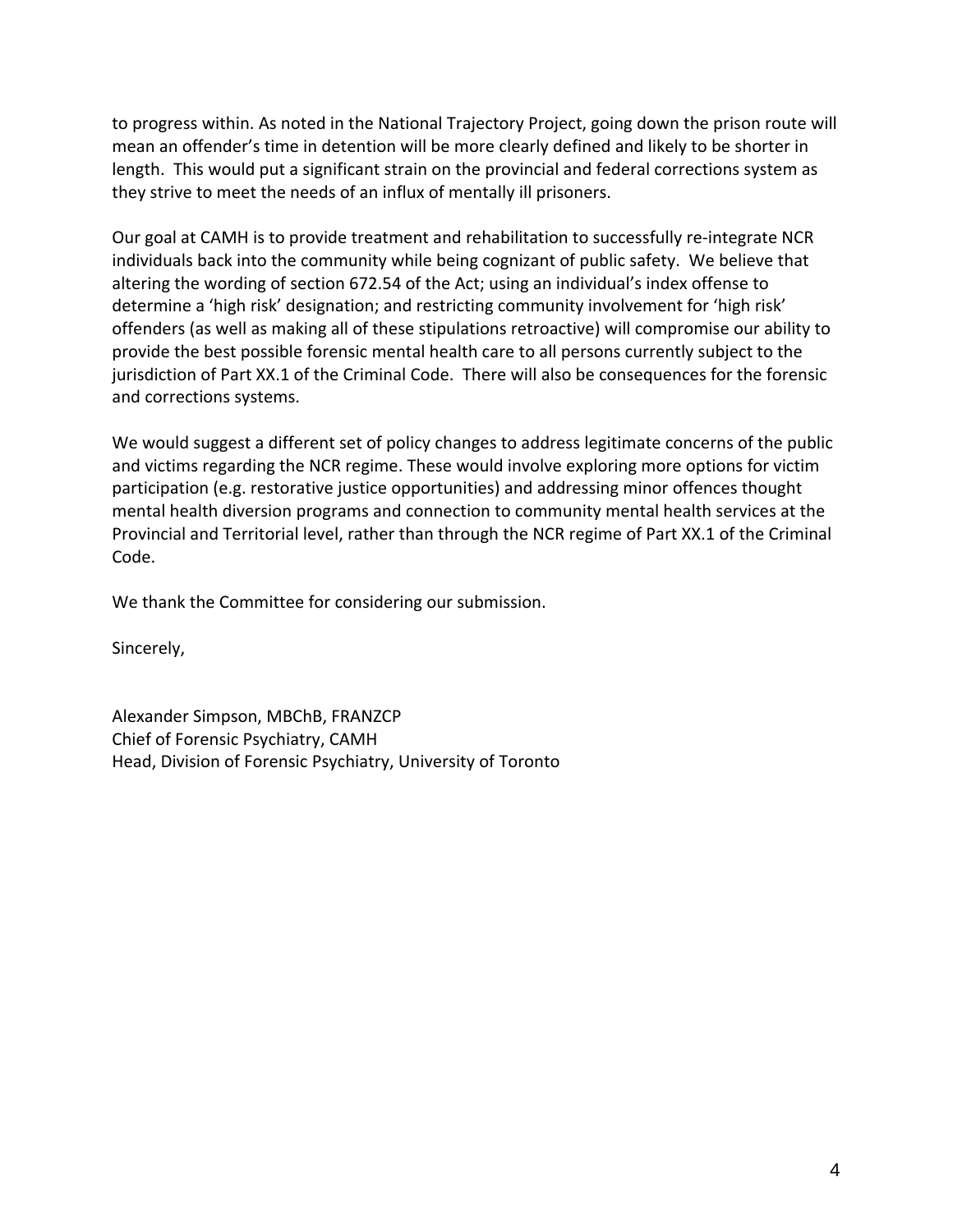to progress within. As noted in the National Trajectory Project, going down the prison route will mean an offender's time in detention will be more clearly defined and likely to be shorter in length. This would put a significant strain on the provincial and federal corrections system as they strive to meet the needs of an influx of mentally ill prisoners.

Our goal at CAMH is to provide treatment and rehabilitation to successfully re-integrate NCR individuals back into the community while being cognizant of public safety. We believe that altering the wording of section 672.54 of the Act; using an individual's index offense to determine a 'high risk' designation; and restricting community involvement for 'high risk' offenders (as well as making all of these stipulations retroactive) will compromise our ability to provide the best possible forensic mental health care to all persons currently subject to the jurisdiction of Part XX.1 of the Criminal Code. There will also be consequences for the forensic and corrections systems.

We would suggest a different set of policy changes to address legitimate concerns of the public and victims regarding the NCR regime. These would involve exploring more options for victim participation (e.g. restorative justice opportunities) and addressing minor offences thought mental health diversion programs and connection to community mental health services at the Provincial and Territorial level, rather than through the NCR regime of Part XX.1 of the Criminal Code.

We thank the Committee for considering our submission.

Sincerely,

Alexander Simpson, MBChB, FRANZCP
Chief of Forensic Psychiatry, CAMH
Head, Division of Forensic Psychiatry, University of Toronto